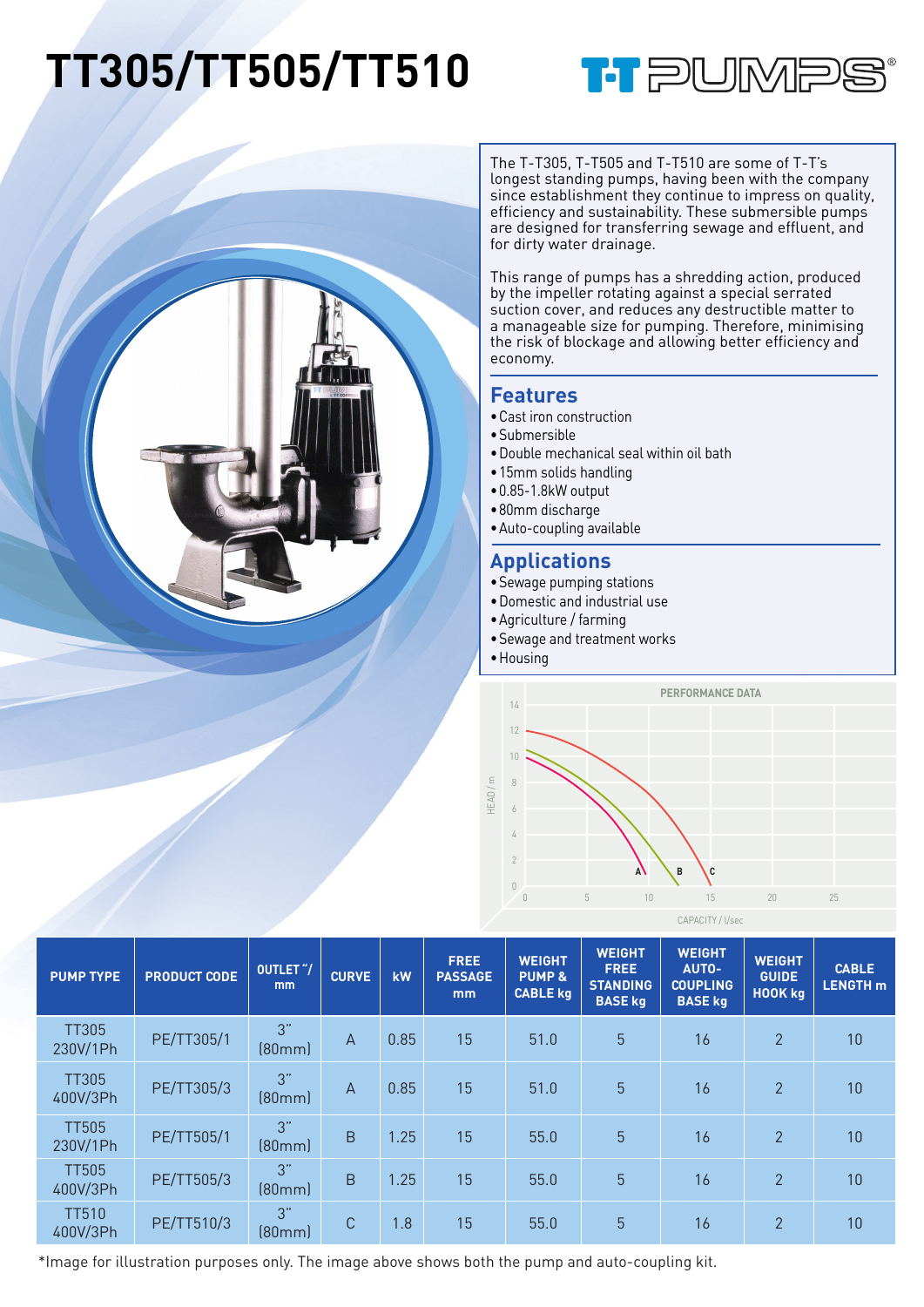# TT305/TT505/TT510

The T-T305, T-T505 and T-T510 are some of T-T's longest standing pumps, having been with the company since establishment they continue to impress on quality, efficiency and sustainability. These submersible pumps are designed for transferring sewage and effluent, and for dirty water drainage.

This range of pumps has a shredding action, produced by the impeller rotating against a special serrated suction cover, and reduces any destructible matter to a manageable size for pumping. Therefore, minimising the risk of blockage and allowing better efficiency and economy.

## Features

- Cast iron construction
- Submersible
- Double mechanical seal within oil bath
- 15mm solids handling
- 0.85-1.8kW output
- 80mm discharge
- Auto-coupling available

## Applications

- Sewage pumping stations
- Domestic and industrial use
- Agriculture / farming
- Sewage and treatment works
- Housing

PERFORMANCE DATA

| PUMP TYPE | PRODUCT CODE | OUTLET "/ mm | CURVE | kW | FREE PASSAGE mm | WEIGHT PUMP & CABLE kg | WEIGHT FREE STANDING BASE kg | WEIGHT AUTO-COUPLING BASE kg | WEIGHT GUIDE HOOK kg | CABLE LENGTH m |
|---|---|---|---|---|---|---|---|---|---|---|
| TT305 230V/1Ph | PE/TT305/1 | 3" (80mm) | A | 0.85 | 15 | 51.0 | 5 | 16 | 2 | 10 |
| TT305 400V/3Ph | PE/TT305/3 | 3" (80mm) | A | 0.85 | 15 | 51.0 | 5 | 16 | 2 | 10 |
| TT505 230V/1Ph | PE/TT505/1 | 3" (80mm) | B | 1.25 | 15 | 55.0 | 5 | 16 | 2 | 10 |
| TT505 400V/3Ph | PE/TT505/3 | 3" (80mm) | B | 1.25 | 15 | 55.0 | 5 | 16 | 2 | 10 |
| TT510 400V/3Ph | PE/TT510/3 | 3" (80mm) | C | 1.8 | 15 | 55.0 | 5 | 16 | 2 | 10 |

*Image for illustration purposes only. The image above shows both the pump and auto-coupling kit.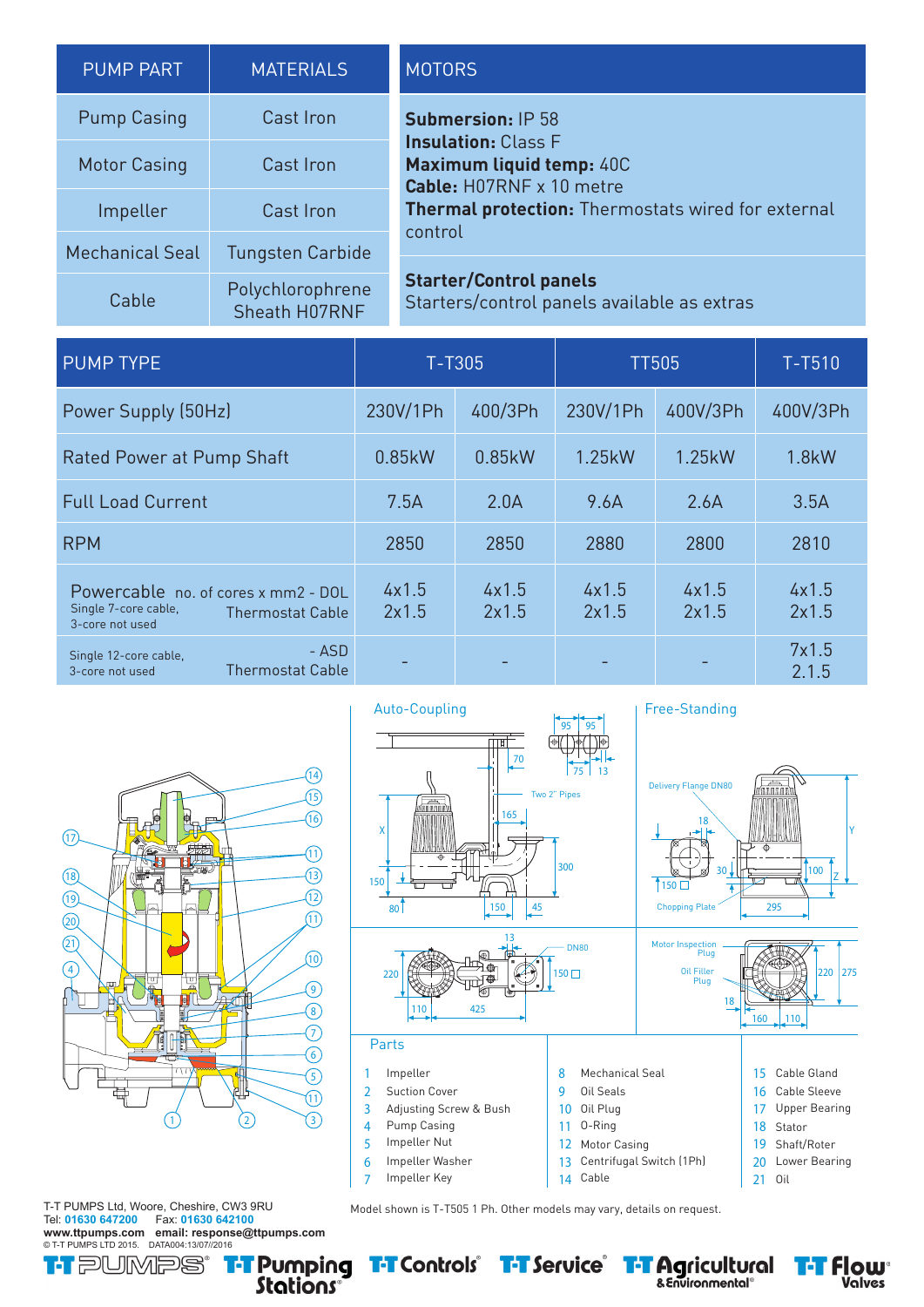| PUMP PART | MATERIALS |
|---|---|
| Pump Casing | Cast Iron |
| Motor Casing | Cast Iron |
| Impeller | Cast Iron |
| Mechanical Seal | Tungsten Carbide |
| Cable | Polychlorophrene Sheath H07RNF |

## MOTORS

**Submersion:** IP 58
**Insulation:** Class F
**Maximum liquid temp:** 40C
**Cable:** H07RNF x 10 metre
**Thermal protection:** Thermostats wired for external control

**Starter/Control panels**
Starters/control panels available as extras

| PUMP TYPE | T-T305 | | TT505 | | T-T510 |
|---|---|---|---|---|---|
| Power Supply (50Hz) | 230V/1Ph | 400/3Ph | 230V/1Ph | 400V/3Ph | 400V/3Ph |
| Rated Power at Pump Shaft | 0.85kW | 0.85kW | 1.25kW | 1.25kW | 1.8kW |
| Full Load Current | 7.5A | 2.0A | 9.6A | 2.6A | 3.5A |
| RPM | 2850 | 2850 | 2880 | 2800 | 2810 |
| Powercable no. of cores x mm2 - DOL Thermostat Cable (Single 7-core cable, 3-core not used) | 4x1.5 2x1.5 | 4x1.5 2x1.5 | 4x1.5 2x1.5 | 4x1.5 2x1.5 | 4x1.5 2x1.5 |
| - ASD Thermostat Cable (Single 12-core cable, 3-core not used) | - | - | - | - | 7x1.5 2.1.5 |

Auto-Coupling

95 95 70 75 13 Two 2" Pipes 165 X 300 150 80 150 45

13 DN80 220 150 110 425

Free-Standing

Delivery Flange DN80 18 Y 30 100 Z 150 Chopping Plate 295

Motor Inspection Plug Oil Filler Plug 220 275 18 160 110

Parts

1 Impeller
2 Suction Cover
3 Adjusting Screw & Bush
4 Pump Casing
5 Impeller Nut
6 Impeller Washer
7 Impeller Key
8 Mechanical Seal
9 Oil Seals
10 Oil Plug
11 O-Ring
12 Motor Casing
13 Centrifugal Switch (1Ph)
14 Cable
15 Cable Gland
16 Cable Sleeve
17 Upper Bearing
18 Stator
19 Shaft/Roter
20 Lower Bearing
21 Oil

Model shown is T-T505 1 Ph. Other models may vary, details on request.

T-T PUMPS Ltd, Woore, Cheshire, CW3 9RU
Tel: 01630 647200 Fax: 01630 642100
www.ttpumps.com email: response@ttpumps.com
© T-T PUMPS LTD 2015. DATA004:13/07//2016

T-T PUMPS® T-T Pumping Stations® T-T Controls® T-T Service® T-T Agricultural & Environmental® T-T Flow Valves®